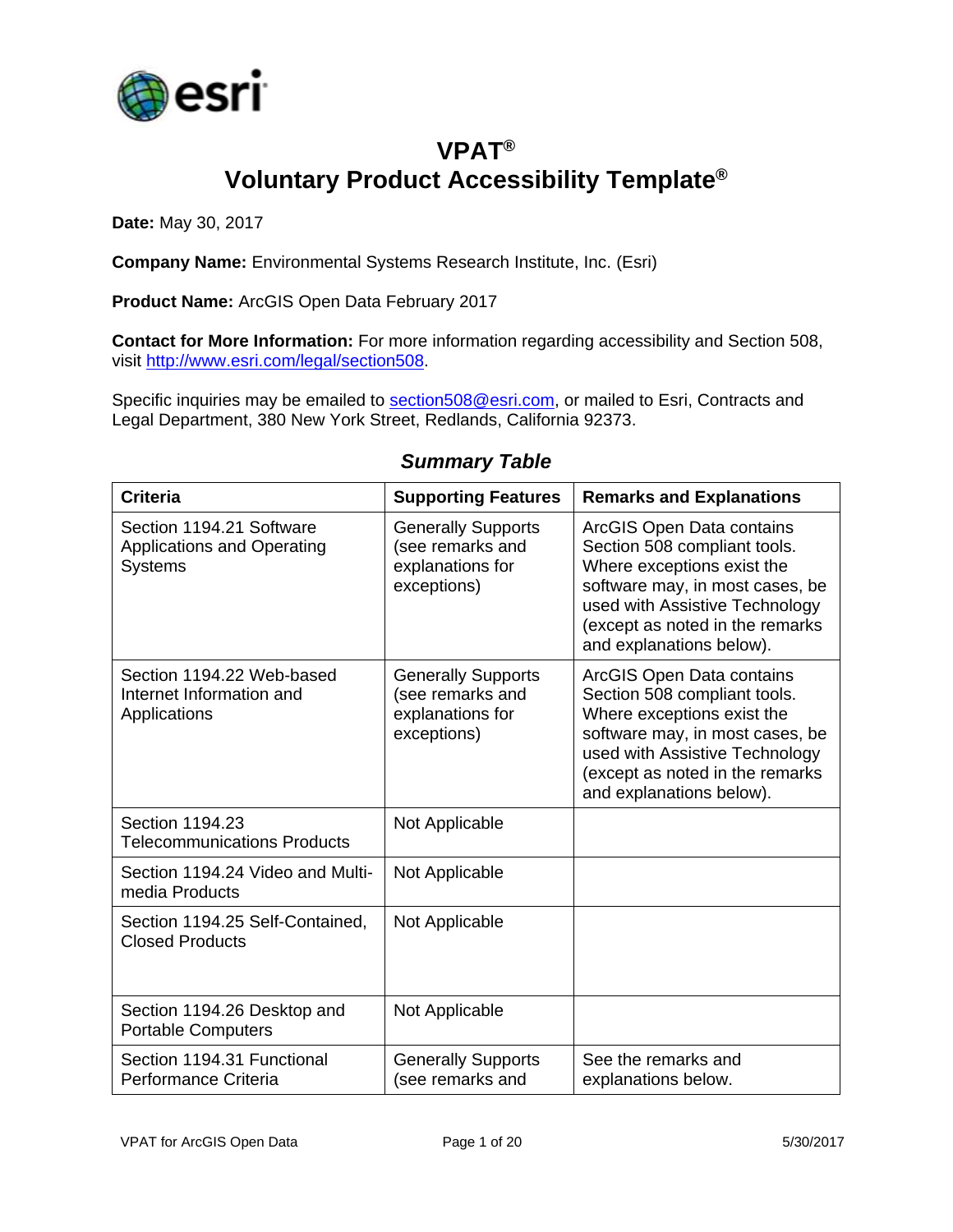# VPAT®

# Voluntary Product Accessibility Template®

**Date:** May 30, 2017

**Company Name:** Environmental Systems Research Institute, Inc. (Esri)

**Product Name:** ArcGIS Open Data February 2017

**Contact for More Information:** For more information regarding accessibility and Section 508, visit http://www.esri.com/legal/section508.

Specific inquiries may be emailed to section508@esri.com, or mailed to Esri, Contracts and Legal Department, 380 New York Street, Redlands, California 92373.

## *Summary Table*

| Criteria | Supporting Features | Remarks and Explanations |
|---|---|---|
| Section 1194.21 Software Applications and Operating Systems | Generally Supports (see remarks and explanations for exceptions) | ArcGIS Open Data contains Section 508 compliant tools. Where exceptions exist the software may, in most cases, be used with Assistive Technology (except as noted in the remarks and explanations below). |
| Section 1194.22 Web-based Internet Information and Applications | Generally Supports (see remarks and explanations for exceptions) | ArcGIS Open Data contains Section 508 compliant tools. Where exceptions exist the software may, in most cases, be used with Assistive Technology (except as noted in the remarks and explanations below). |
| Section 1194.23 Telecommunications Products | Not Applicable | |
| Section 1194.24 Video and Multi-media Products | Not Applicable | |
| Section 1194.25 Self-Contained, Closed Products | Not Applicable | |
| Section 1194.26 Desktop and Portable Computers | Not Applicable | |
| Section 1194.31 Functional Performance Criteria | Generally Supports (see remarks and | See the remarks and explanations below. |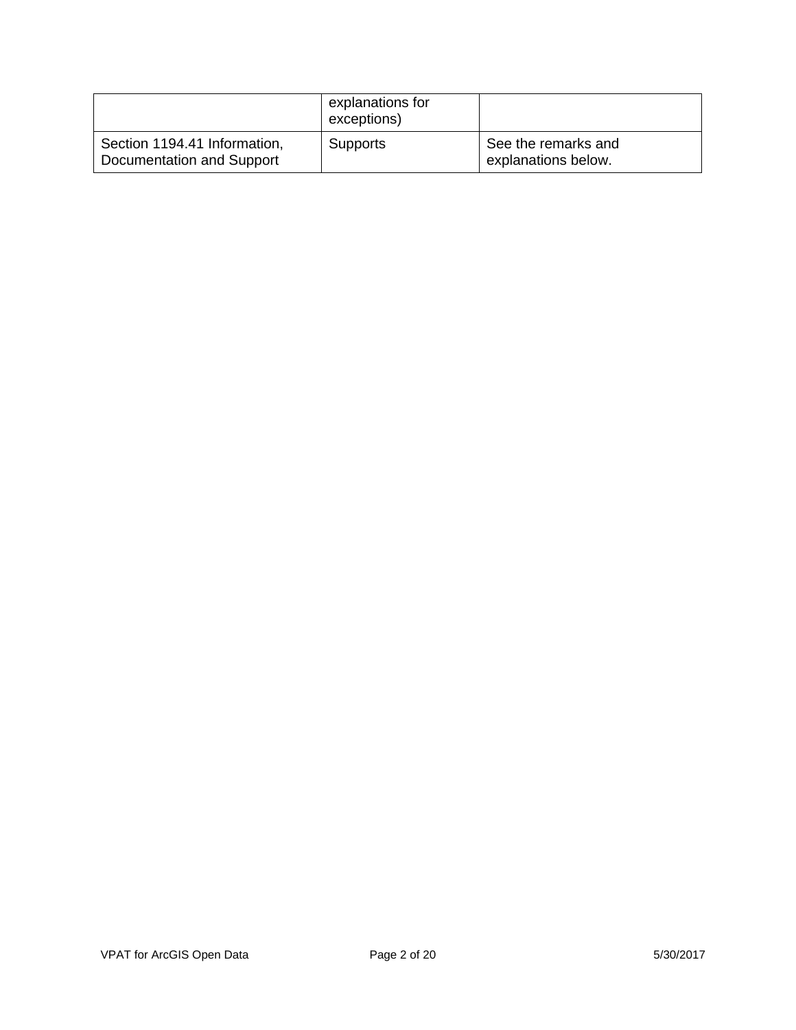| | explanations for exceptions) | |
|---|---|---|
| Section 1194.41 Information, Documentation and Support | Supports | See the remarks and explanations below. |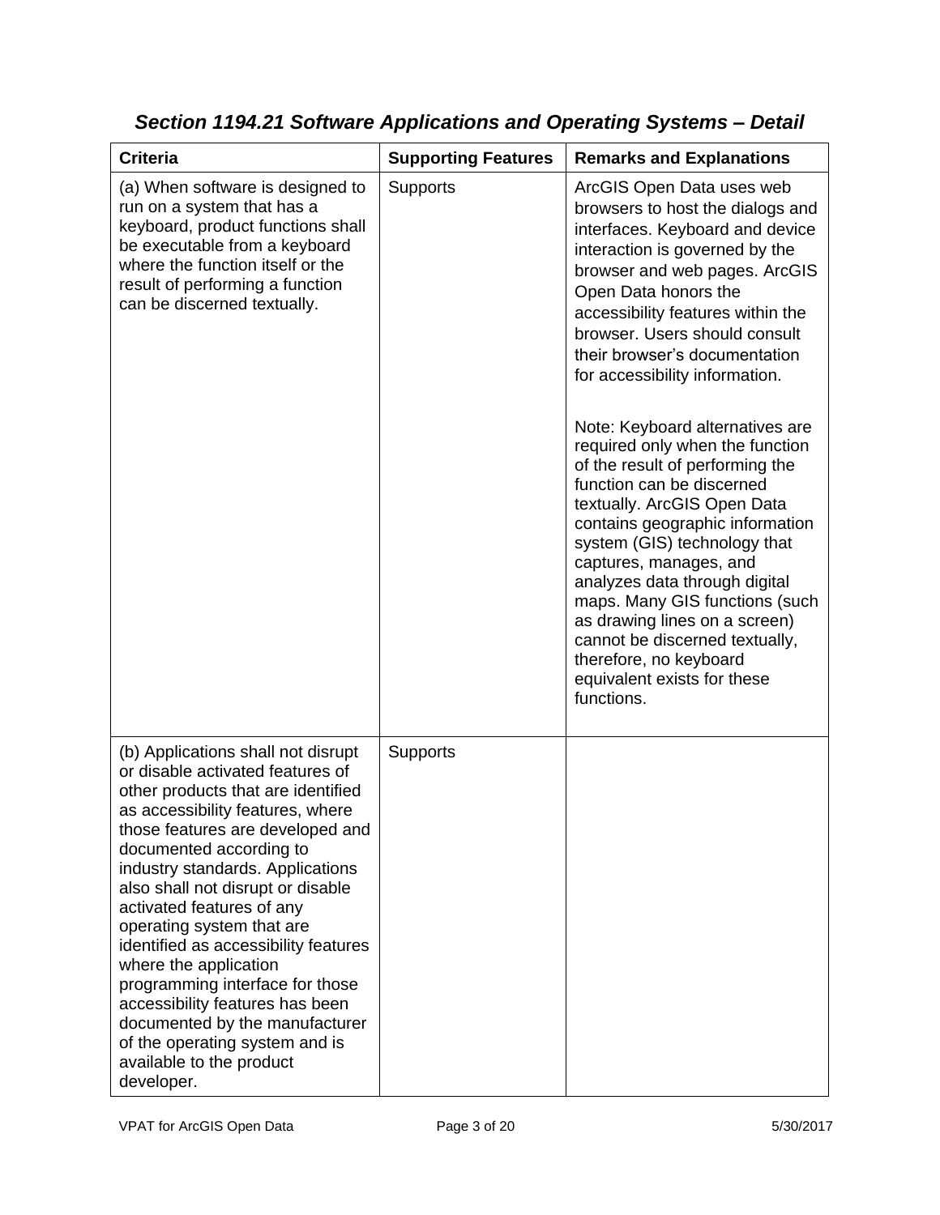### *Section 1194.21 Software Applications and Operating Systems – Detail*

| Criteria | Supporting Features | Remarks and Explanations |
| --- | --- | --- |
| (a) When software is designed to run on a system that has a keyboard, product functions shall be executable from a keyboard where the function itself or the result of performing a function can be discerned textually. | Supports | ArcGIS Open Data uses web browsers to host the dialogs and interfaces. Keyboard and device interaction is governed by the browser and web pages. ArcGIS Open Data honors the accessibility features within the browser. Users should consult their browser's documentation for accessibility information.<br><br>Note: Keyboard alternatives are required only when the function of the result of performing the function can be discerned textually. ArcGIS Open Data contains geographic information system (GIS) technology that captures, manages, and analyzes data through digital maps. Many GIS functions (such as drawing lines on a screen) cannot be discerned textually, therefore, no keyboard equivalent exists for these functions. |
| (b) Applications shall not disrupt or disable activated features of other products that are identified as accessibility features, where those features are developed and documented according to industry standards. Applications also shall not disrupt or disable activated features of any operating system that are identified as accessibility features where the application programming interface for those accessibility features has been documented by the manufacturer of the operating system and is available to the product developer. | Supports | |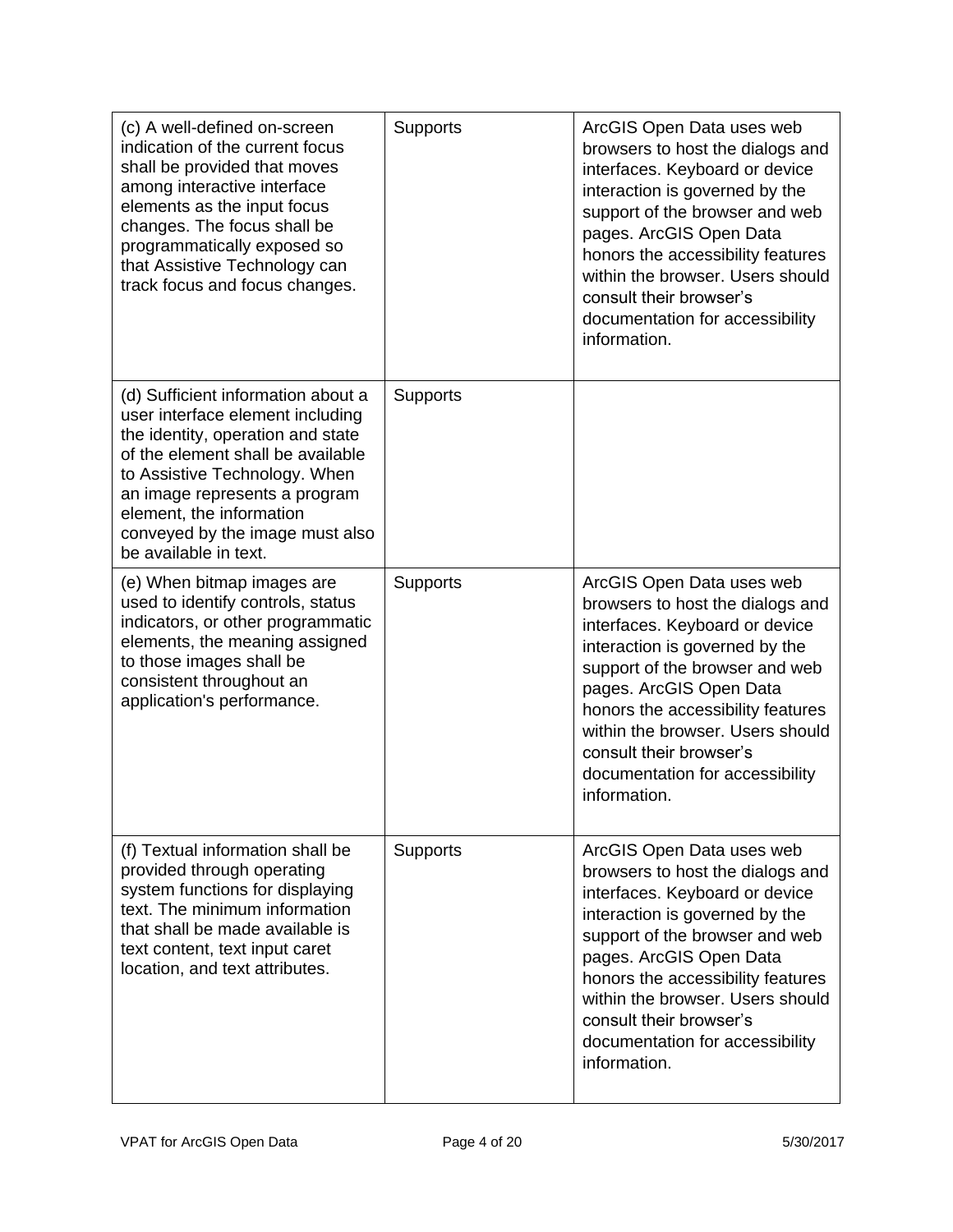| | | |
|---|---|---|
| (c) A well-defined on-screen indication of the current focus shall be provided that moves among interactive interface elements as the input focus changes. The focus shall be programmatically exposed so that Assistive Technology can track focus and focus changes. | Supports | ArcGIS Open Data uses web browsers to host the dialogs and interfaces. Keyboard or device interaction is governed by the support of the browser and web pages. ArcGIS Open Data honors the accessibility features within the browser. Users should consult their browser's documentation for accessibility information. |
| (d) Sufficient information about a user interface element including the identity, operation and state of the element shall be available to Assistive Technology. When an image represents a program element, the information conveyed by the image must also be available in text. | Supports | |
| (e) When bitmap images are used to identify controls, status indicators, or other programmatic elements, the meaning assigned to those images shall be consistent throughout an application's performance. | Supports | ArcGIS Open Data uses web browsers to host the dialogs and interfaces. Keyboard or device interaction is governed by the support of the browser and web pages. ArcGIS Open Data honors the accessibility features within the browser. Users should consult their browser's documentation for accessibility information. |
| (f) Textual information shall be provided through operating system functions for displaying text. The minimum information that shall be made available is text content, text input caret location, and text attributes. | Supports | ArcGIS Open Data uses web browsers to host the dialogs and interfaces. Keyboard or device interaction is governed by the support of the browser and web pages. ArcGIS Open Data honors the accessibility features within the browser. Users should consult their browser's documentation for accessibility information. |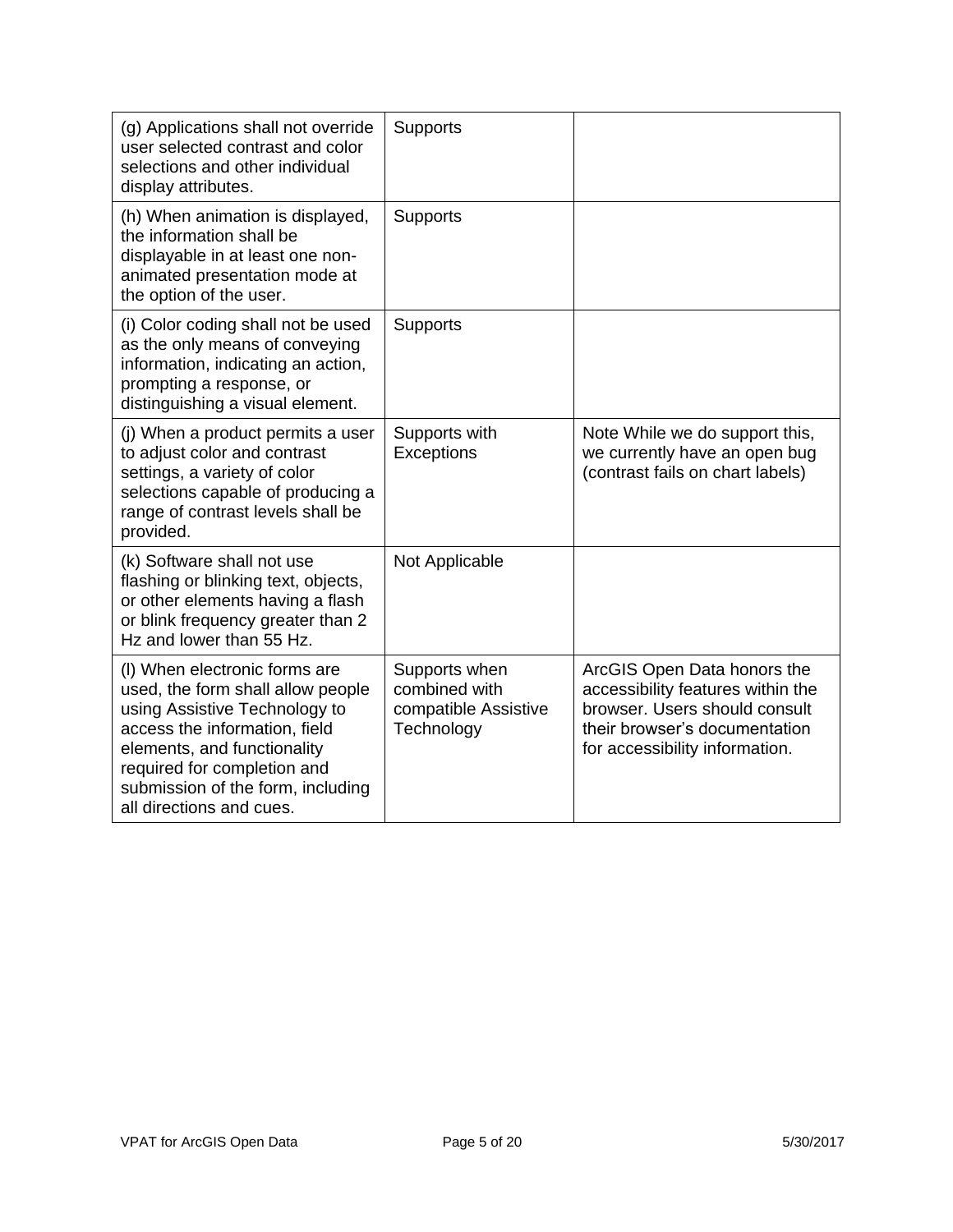| | | |
|---|---|---|
| (g) Applications shall not override user selected contrast and color selections and other individual display attributes. | Supports | |
| (h) When animation is displayed, the information shall be displayable in at least one non-animated presentation mode at the option of the user. | Supports | |
| (i) Color coding shall not be used as the only means of conveying information, indicating an action, prompting a response, or distinguishing a visual element. | Supports | |
| (j) When a product permits a user to adjust color and contrast settings, a variety of color selections capable of producing a range of contrast levels shall be provided. | Supports with Exceptions | Note While we do support this, we currently have an open bug (contrast fails on chart labels) |
| (k) Software shall not use flashing or blinking text, objects, or other elements having a flash or blink frequency greater than 2 Hz and lower than 55 Hz. | Not Applicable | |
| (l) When electronic forms are used, the form shall allow people using Assistive Technology to access the information, field elements, and functionality required for completion and submission of the form, including all directions and cues. | Supports when combined with compatible Assistive Technology | ArcGIS Open Data honors the accessibility features within the browser. Users should consult their browser's documentation for accessibility information. |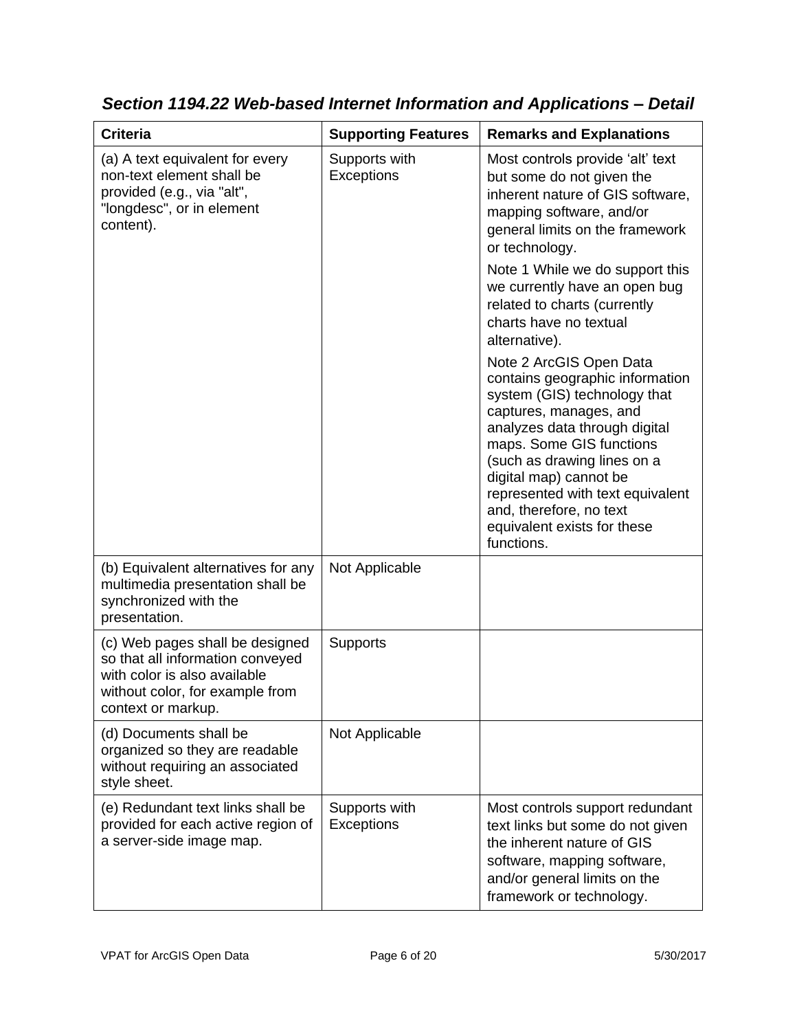## *Section 1194.22 Web-based Internet Information and Applications – Detail*

| Criteria | Supporting Features | Remarks and Explanations |
|---|---|---|
| (a) A text equivalent for every non-text element shall be provided (e.g., via "alt", "longdesc", or in element content). | Supports with Exceptions | Most controls provide 'alt' text but some do not given the inherent nature of GIS software, mapping software, and/or general limits on the framework or technology.<br><br>Note 1 While we do support this we currently have an open bug related to charts (currently charts have no textual alternative).<br><br>Note 2 ArcGIS Open Data contains geographic information system (GIS) technology that captures, manages, and analyzes data through digital maps. Some GIS functions (such as drawing lines on a digital map) cannot be represented with text equivalent and, therefore, no text equivalent exists for these functions. |
| (b) Equivalent alternatives for any multimedia presentation shall be synchronized with the presentation. | Not Applicable | |
| (c) Web pages shall be designed so that all information conveyed with color is also available without color, for example from context or markup. | Supports | |
| (d) Documents shall be organized so they are readable without requiring an associated style sheet. | Not Applicable | |
| (e) Redundant text links shall be provided for each active region of a server-side image map. | Supports with Exceptions | Most controls support redundant text links but some do not given the inherent nature of GIS software, mapping software, and/or general limits on the framework or technology. |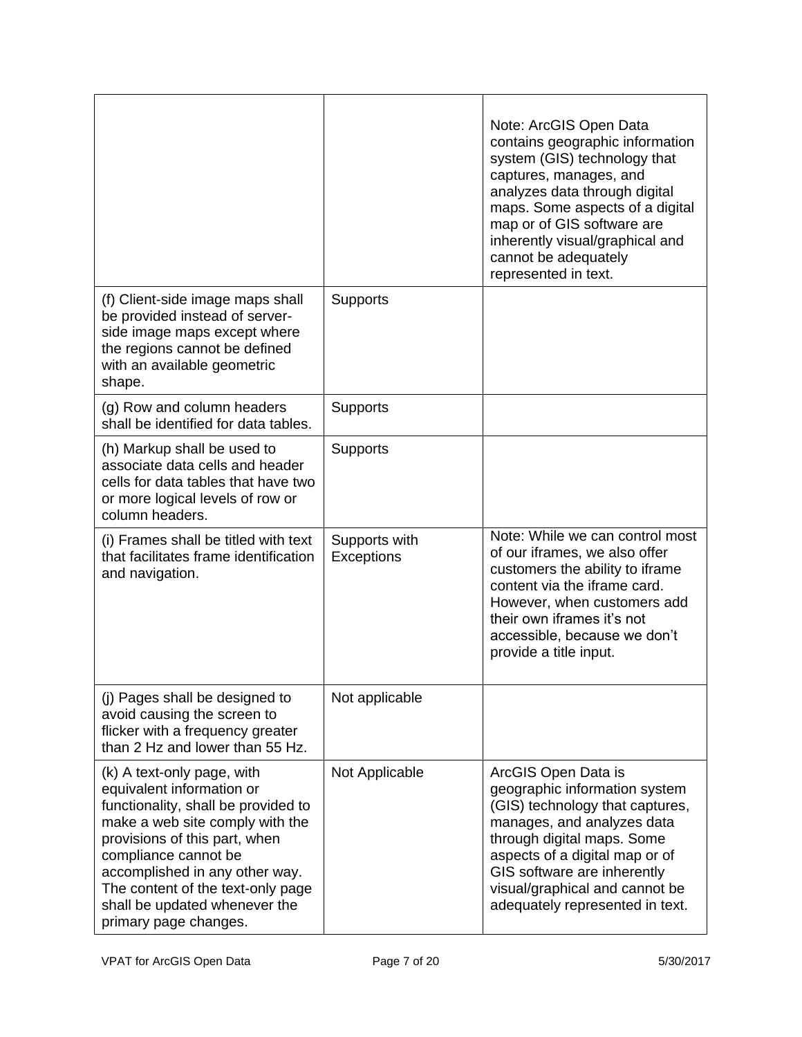| | | |
|---|---|---|
| | | Note: ArcGIS Open Data contains geographic information system (GIS) technology that captures, manages, and analyzes data through digital maps. Some aspects of a digital map or of GIS software are inherently visual/graphical and cannot be adequately represented in text. |
| (f) Client-side image maps shall be provided instead of server-side image maps except where the regions cannot be defined with an available geometric shape. | Supports | |
| (g) Row and column headers shall be identified for data tables. | Supports | |
| (h) Markup shall be used to associate data cells and header cells for data tables that have two or more logical levels of row or column headers. | Supports | |
| (i) Frames shall be titled with text that facilitates frame identification and navigation. | Supports with Exceptions | Note: While we can control most of our iframes, we also offer customers the ability to iframe content via the iframe card. However, when customers add their own iframes it's not accessible, because we don't provide a title input. |
| (j) Pages shall be designed to avoid causing the screen to flicker with a frequency greater than 2 Hz and lower than 55 Hz. | Not applicable | |
| (k) A text-only page, with equivalent information or functionality, shall be provided to make a web site comply with the provisions of this part, when compliance cannot be accomplished in any other way. The content of the text-only page shall be updated whenever the primary page changes. | Not Applicable | ArcGIS Open Data is geographic information system (GIS) technology that captures, manages, and analyzes data through digital maps. Some aspects of a digital map or of GIS software are inherently visual/graphical and cannot be adequately represented in text. |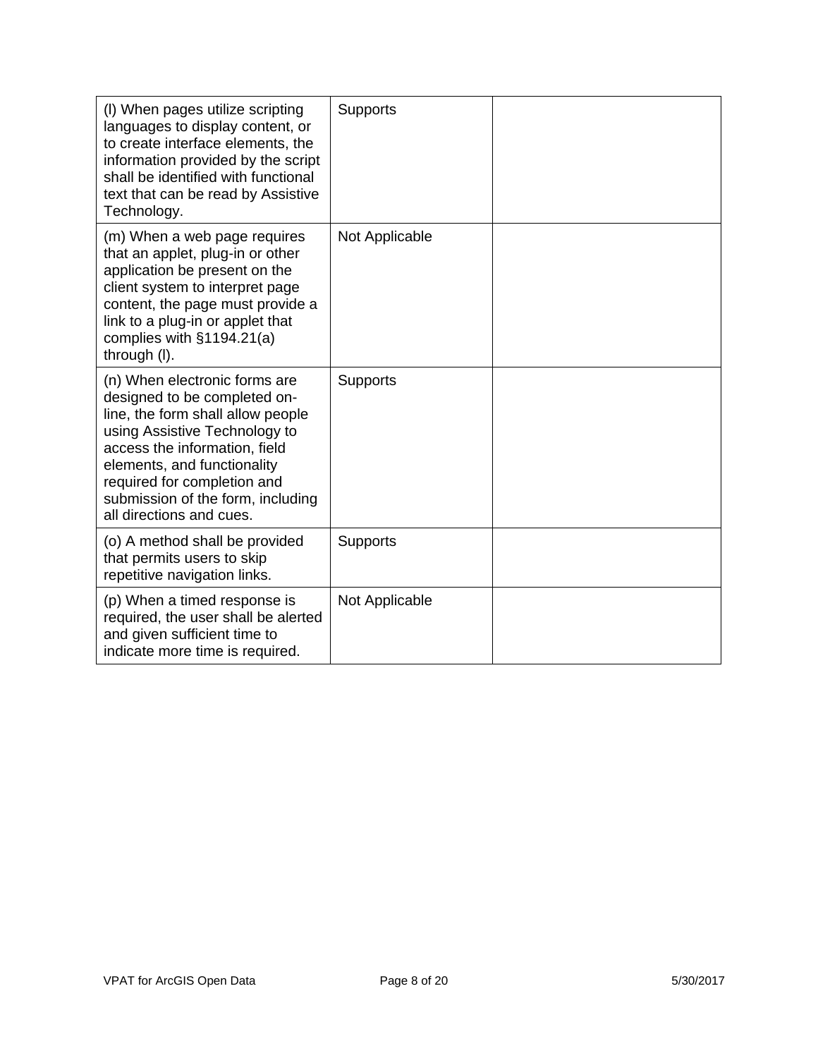| | | |
|---|---|---|
| (l) When pages utilize scripting languages to display content, or to create interface elements, the information provided by the script shall be identified with functional text that can be read by Assistive Technology. | Supports | |
| (m) When a web page requires that an applet, plug-in or other application be present on the client system to interpret page content, the page must provide a link to a plug-in or applet that complies with §1194.21(a) through (l). | Not Applicable | |
| (n) When electronic forms are designed to be completed on-line, the form shall allow people using Assistive Technology to access the information, field elements, and functionality required for completion and submission of the form, including all directions and cues. | Supports | |
| (o) A method shall be provided that permits users to skip repetitive navigation links. | Supports | |
| (p) When a timed response is required, the user shall be alerted and given sufficient time to indicate more time is required. | Not Applicable | |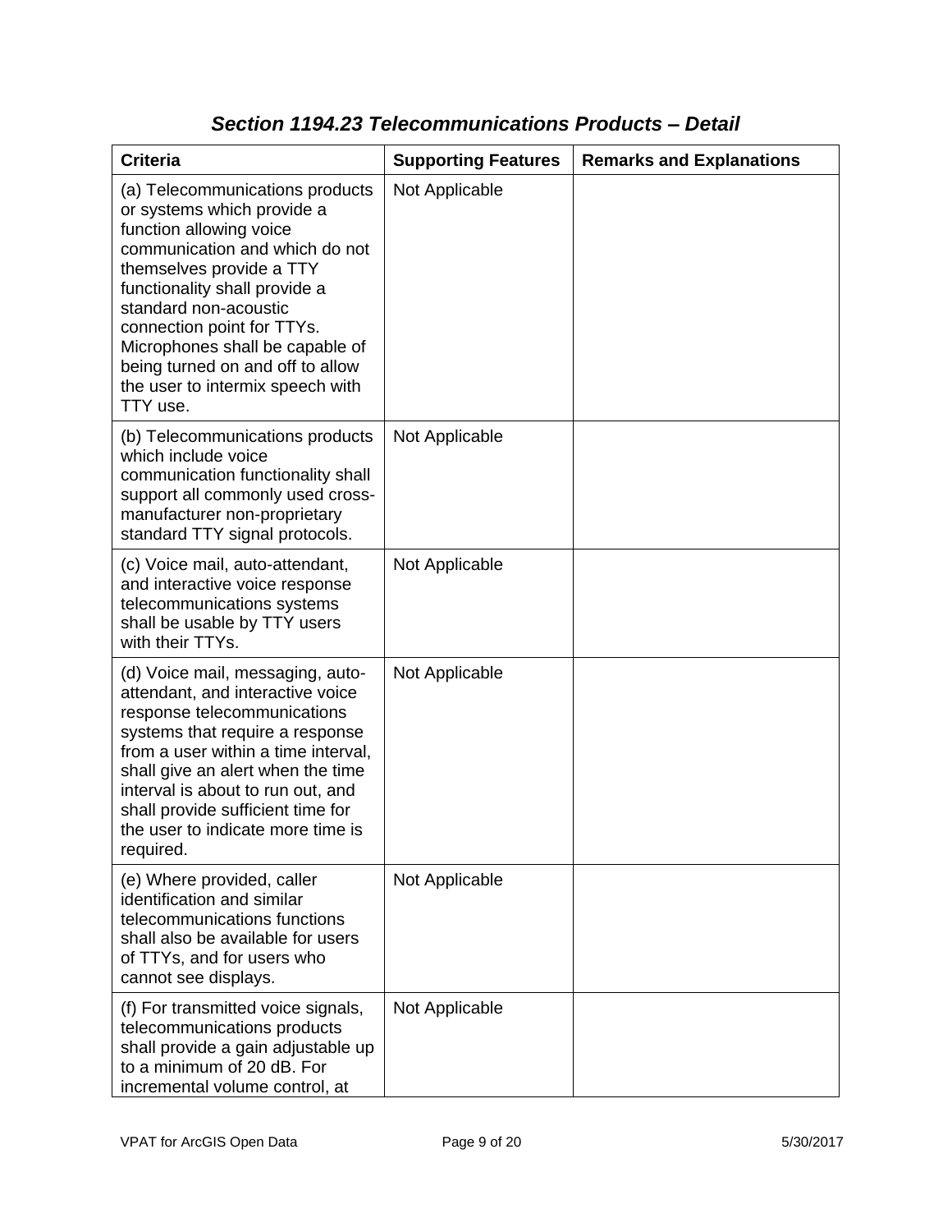## *Section 1194.23 Telecommunications Products – Detail*

| Criteria | Supporting Features | Remarks and Explanations |
|---|---|---|
| (a) Telecommunications products or systems which provide a function allowing voice communication and which do not themselves provide a TTY functionality shall provide a standard non-acoustic connection point for TTYs. Microphones shall be capable of being turned on and off to allow the user to intermix speech with TTY use. | Not Applicable | |
| (b) Telecommunications products which include voice communication functionality shall support all commonly used cross-manufacturer non-proprietary standard TTY signal protocols. | Not Applicable | |
| (c) Voice mail, auto-attendant, and interactive voice response telecommunications systems shall be usable by TTY users with their TTYs. | Not Applicable | |
| (d) Voice mail, messaging, auto-attendant, and interactive voice response telecommunications systems that require a response from a user within a time interval, shall give an alert when the time interval is about to run out, and shall provide sufficient time for the user to indicate more time is required. | Not Applicable | |
| (e) Where provided, caller identification and similar telecommunications functions shall also be available for users of TTYs, and for users who cannot see displays. | Not Applicable | |
| (f) For transmitted voice signals, telecommunications products shall provide a gain adjustable up to a minimum of 20 dB. For incremental volume control, at | Not Applicable | |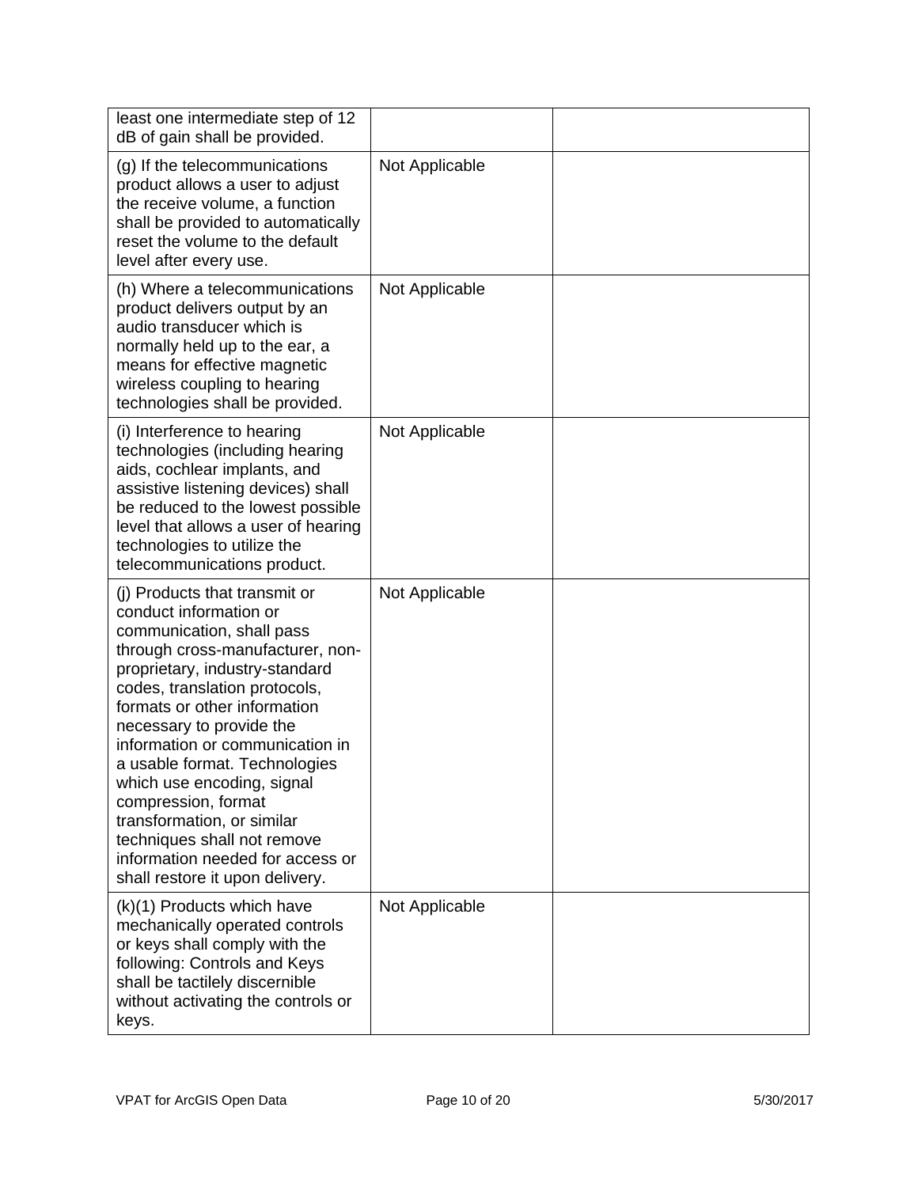| | | |
|---|---|---|
| least one intermediate step of 12 dB of gain shall be provided. | | |
| (g) If the telecommunications product allows a user to adjust the receive volume, a function shall be provided to automatically reset the volume to the default level after every use. | Not Applicable | |
| (h) Where a telecommunications product delivers output by an audio transducer which is normally held up to the ear, a means for effective magnetic wireless coupling to hearing technologies shall be provided. | Not Applicable | |
| (i) Interference to hearing technologies (including hearing aids, cochlear implants, and assistive listening devices) shall be reduced to the lowest possible level that allows a user of hearing technologies to utilize the telecommunications product. | Not Applicable | |
| (j) Products that transmit or conduct information or communication, shall pass through cross-manufacturer, non-proprietary, industry-standard codes, translation protocols, formats or other information necessary to provide the information or communication in a usable format. Technologies which use encoding, signal compression, format transformation, or similar techniques shall not remove information needed for access or shall restore it upon delivery. | Not Applicable | |
| (k)(1) Products which have mechanically operated controls or keys shall comply with the following: Controls and Keys shall be tactilely discernible without activating the controls or keys. | Not Applicable | |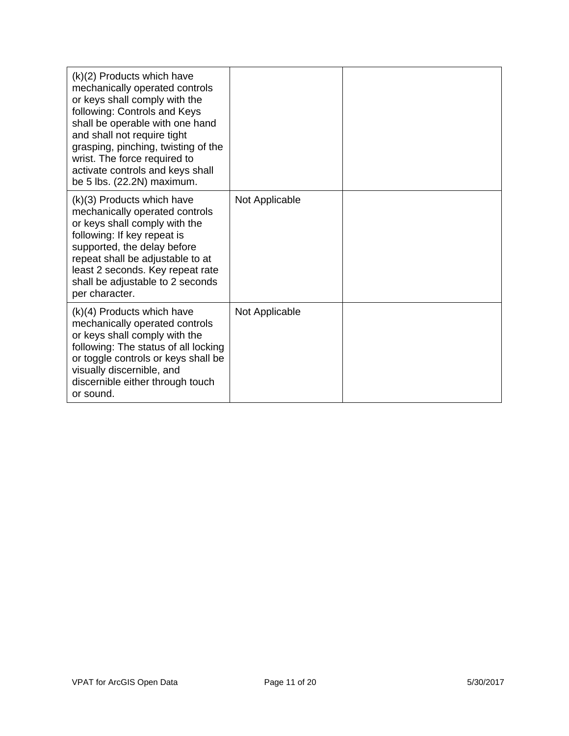| | | |
|---|---|---|
| (k)(2) Products which have mechanically operated controls or keys shall comply with the following: Controls and Keys shall be operable with one hand and shall not require tight grasping, pinching, twisting of the wrist. The force required to activate controls and keys shall be 5 lbs. (22.2N) maximum. | | |
| (k)(3) Products which have mechanically operated controls or keys shall comply with the following: If key repeat is supported, the delay before repeat shall be adjustable to at least 2 seconds. Key repeat rate shall be adjustable to 2 seconds per character. | Not Applicable | |
| (k)(4) Products which have mechanically operated controls or keys shall comply with the following: The status of all locking or toggle controls or keys shall be visually discernible, and discernible either through touch or sound. | Not Applicable | |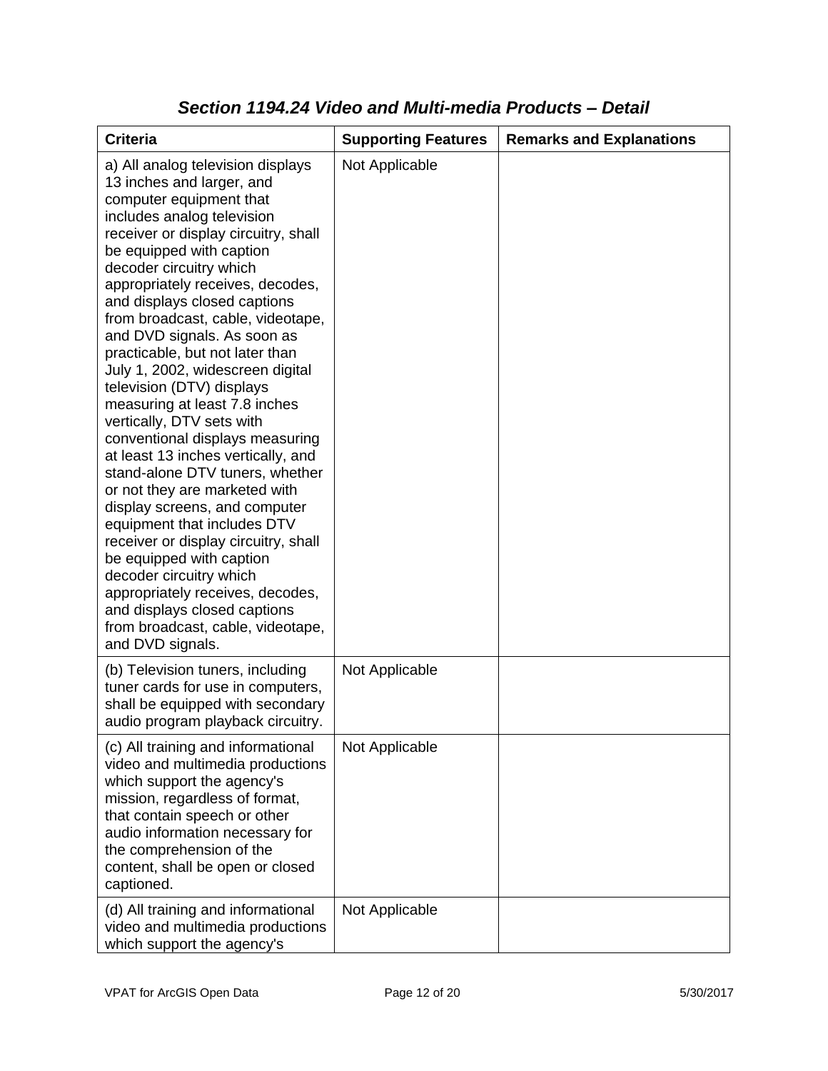## *Section 1194.24 Video and Multi-media Products – Detail*

| Criteria | Supporting Features | Remarks and Explanations |
| --- | --- | --- |
| a) All analog television displays 13 inches and larger, and computer equipment that includes analog television receiver or display circuitry, shall be equipped with caption decoder circuitry which appropriately receives, decodes, and displays closed captions from broadcast, cable, videotape, and DVD signals. As soon as practicable, but not later than July 1, 2002, widescreen digital television (DTV) displays measuring at least 7.8 inches vertically, DTV sets with conventional displays measuring at least 13 inches vertically, and stand-alone DTV tuners, whether or not they are marketed with display screens, and computer equipment that includes DTV receiver or display circuitry, shall be equipped with caption decoder circuitry which appropriately receives, decodes, and displays closed captions from broadcast, cable, videotape, and DVD signals. | Not Applicable | |
| (b) Television tuners, including tuner cards for use in computers, shall be equipped with secondary audio program playback circuitry. | Not Applicable | |
| (c) All training and informational video and multimedia productions which support the agency's mission, regardless of format, that contain speech or other audio information necessary for the comprehension of the content, shall be open or closed captioned. | Not Applicable | |
| (d) All training and informational video and multimedia productions which support the agency's | Not Applicable | |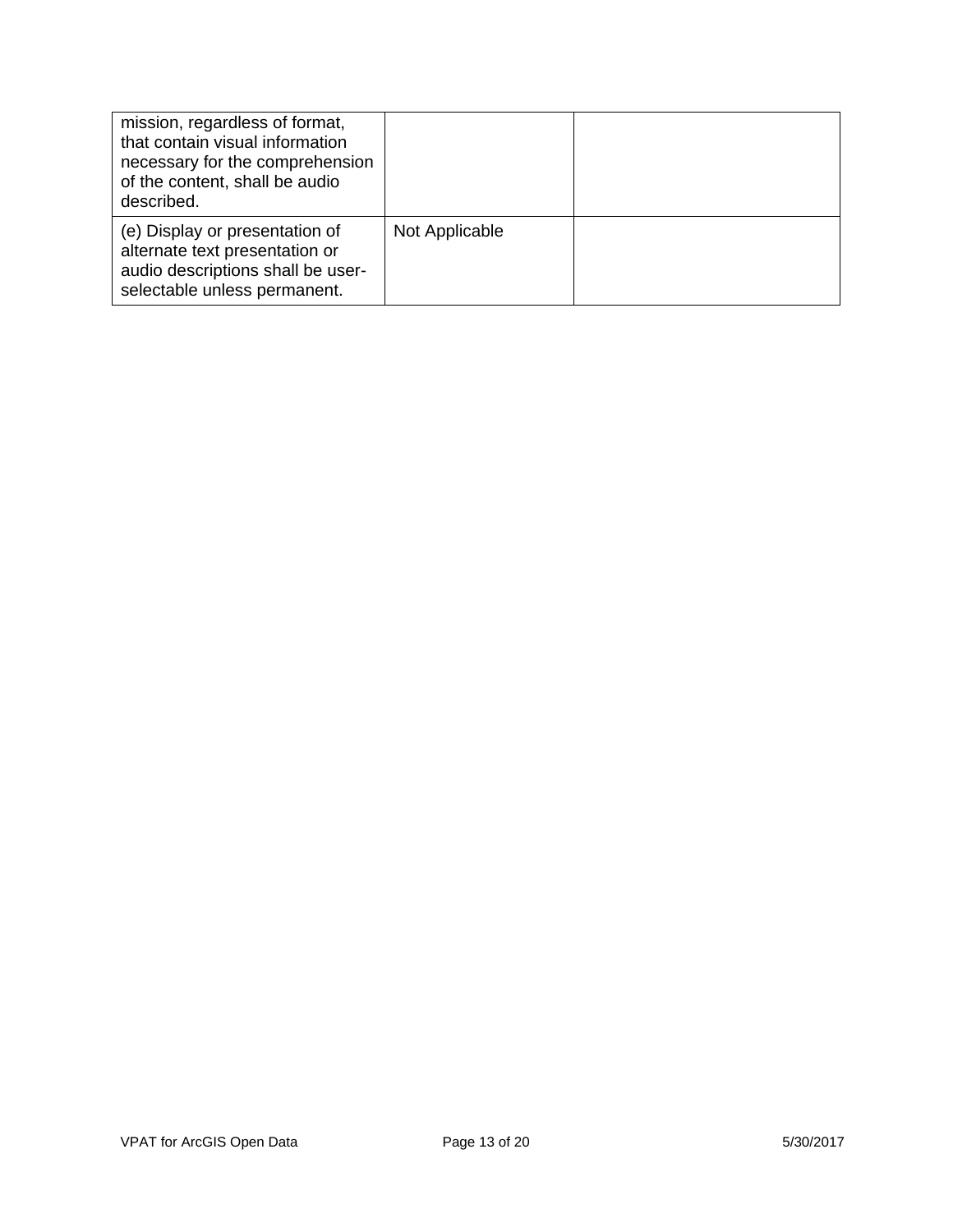| | | |
|---|---|---|
| mission, regardless of format, that contain visual information necessary for the comprehension of the content, shall be audio described. | | |
| (e) Display or presentation of alternate text presentation or audio descriptions shall be user-selectable unless permanent. | Not Applicable | |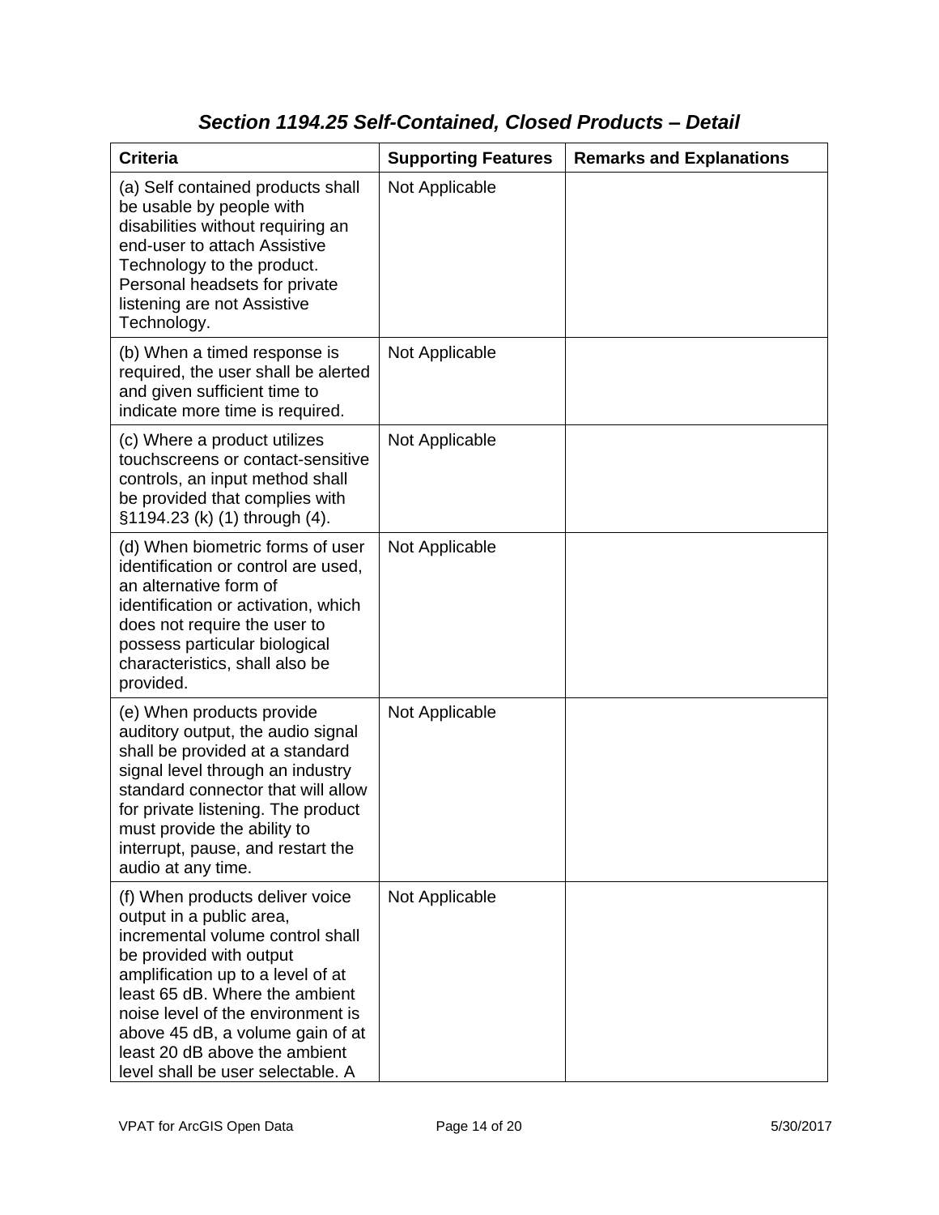### *Section 1194.25 Self-Contained, Closed Products – Detail*

| Criteria | Supporting Features | Remarks and Explanations |
|---|---|---|
| (a) Self contained products shall be usable by people with disabilities without requiring an end-user to attach Assistive Technology to the product. Personal headsets for private listening are not Assistive Technology. | Not Applicable | |
| (b) When a timed response is required, the user shall be alerted and given sufficient time to indicate more time is required. | Not Applicable | |
| (c) Where a product utilizes touchscreens or contact-sensitive controls, an input method shall be provided that complies with §1194.23 (k) (1) through (4). | Not Applicable | |
| (d) When biometric forms of user identification or control are used, an alternative form of identification or activation, which does not require the user to possess particular biological characteristics, shall also be provided. | Not Applicable | |
| (e) When products provide auditory output, the audio signal shall be provided at a standard signal level through an industry standard connector that will allow for private listening. The product must provide the ability to interrupt, pause, and restart the audio at any time. | Not Applicable | |
| (f) When products deliver voice output in a public area, incremental volume control shall be provided with output amplification up to a level of at least 65 dB. Where the ambient noise level of the environment is above 45 dB, a volume gain of at least 20 dB above the ambient level shall be user selectable. A | Not Applicable | |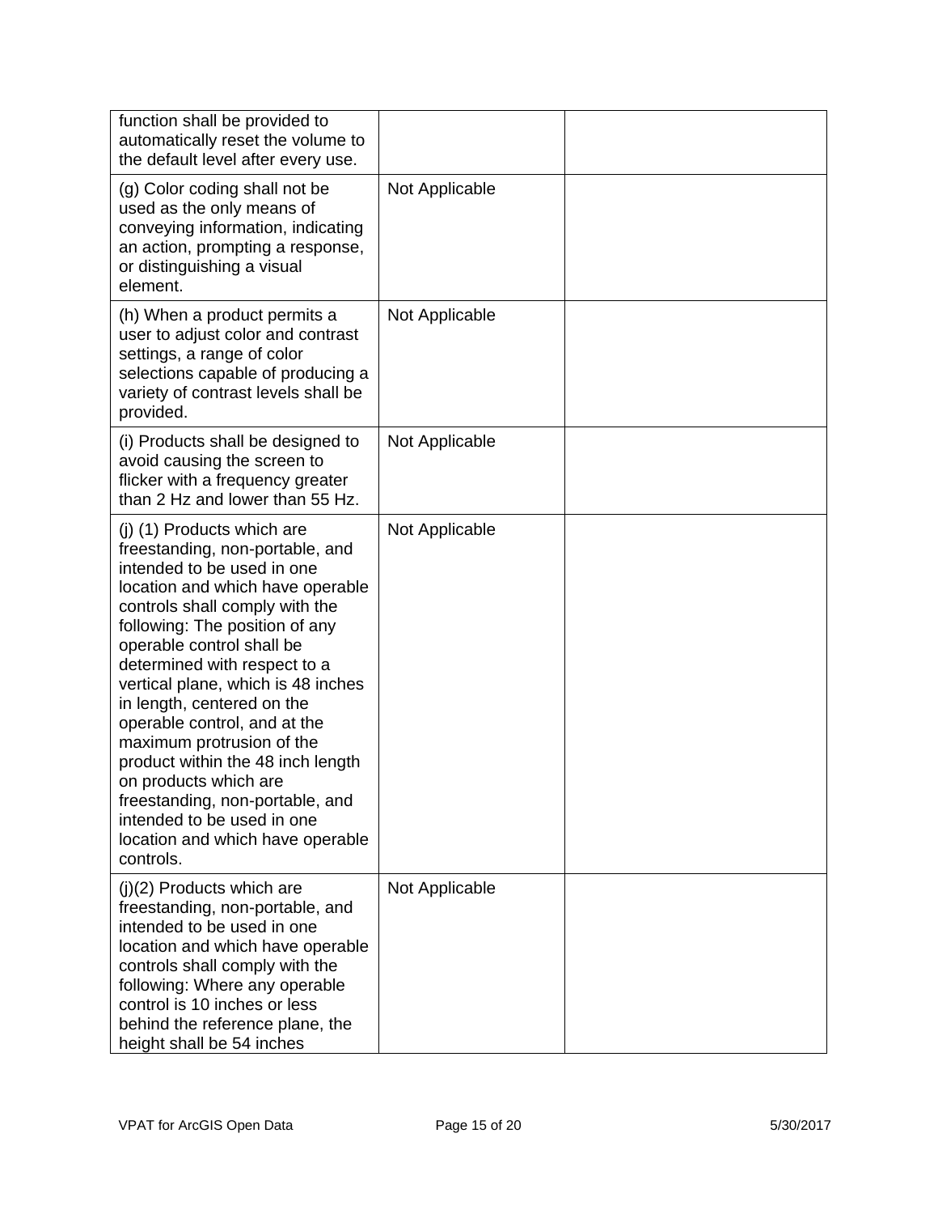| | | |
|---|---|---|
| function shall be provided to automatically reset the volume to the default level after every use. | | |
| (g) Color coding shall not be used as the only means of conveying information, indicating an action, prompting a response, or distinguishing a visual element. | Not Applicable | |
| (h) When a product permits a user to adjust color and contrast settings, a range of color selections capable of producing a variety of contrast levels shall be provided. | Not Applicable | |
| (i) Products shall be designed to avoid causing the screen to flicker with a frequency greater than 2 Hz and lower than 55 Hz. | Not Applicable | |
| (j) (1) Products which are freestanding, non-portable, and intended to be used in one location and which have operable controls shall comply with the following: The position of any operable control shall be determined with respect to a vertical plane, which is 48 inches in length, centered on the operable control, and at the maximum protrusion of the product within the 48 inch length on products which are freestanding, non-portable, and intended to be used in one location and which have operable controls. | Not Applicable | |
| (j)(2) Products which are freestanding, non-portable, and intended to be used in one location and which have operable controls shall comply with the following: Where any operable control is 10 inches or less behind the reference plane, the height shall be 54 inches | Not Applicable | |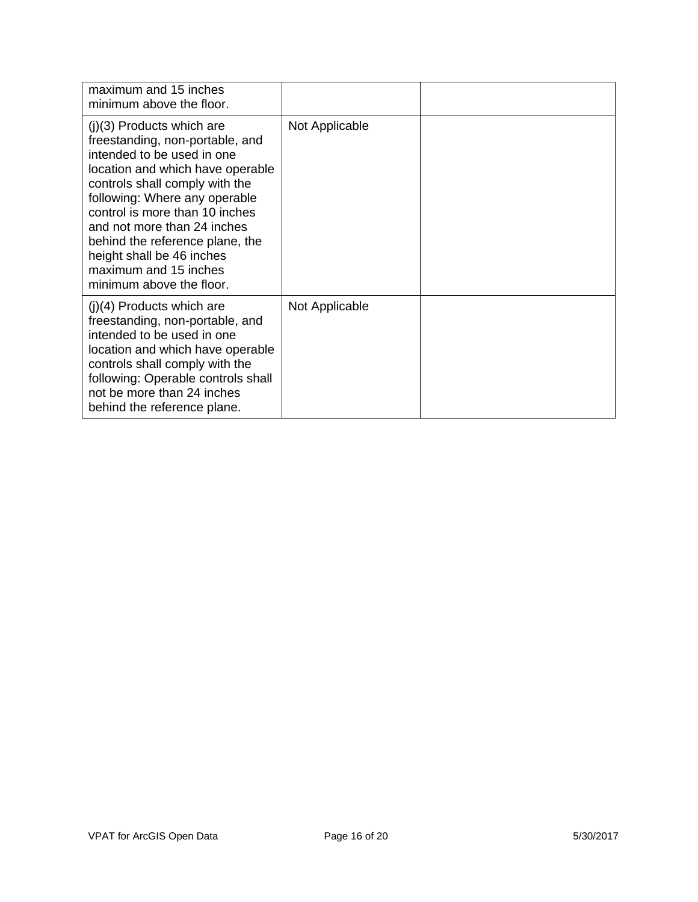| | | |
|---|---|---|
| maximum and 15 inches minimum above the floor. | | |
| (j)(3) Products which are freestanding, non-portable, and intended to be used in one location and which have operable controls shall comply with the following: Where any operable control is more than 10 inches and not more than 24 inches behind the reference plane, the height shall be 46 inches maximum and 15 inches minimum above the floor. | Not Applicable | |
| (j)(4) Products which are freestanding, non-portable, and intended to be used in one location and which have operable controls shall comply with the following: Operable controls shall not be more than 24 inches behind the reference plane. | Not Applicable | |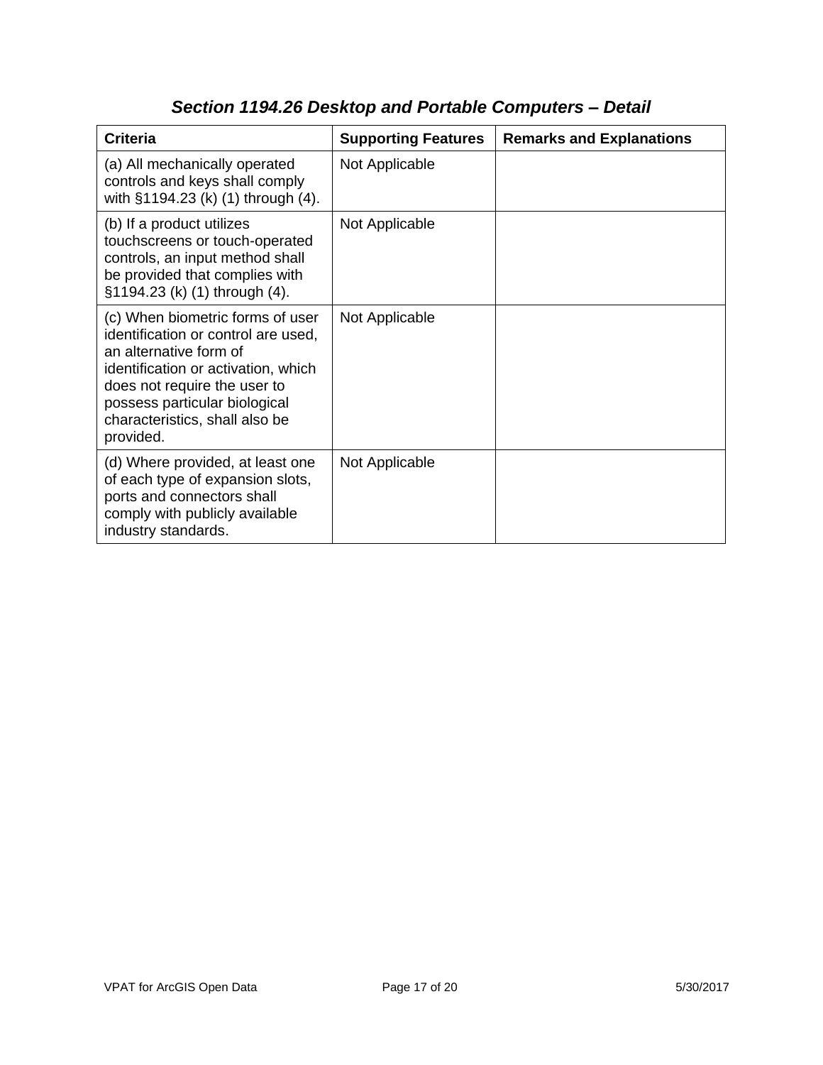## *Section 1194.26 Desktop and Portable Computers – Detail*

| Criteria | Supporting Features | Remarks and Explanations |
| --- | --- | --- |
| (a) All mechanically operated controls and keys shall comply with §1194.23 (k) (1) through (4). | Not Applicable | |
| (b) If a product utilizes touchscreens or touch-operated controls, an input method shall be provided that complies with §1194.23 (k) (1) through (4). | Not Applicable | |
| (c) When biometric forms of user identification or control are used, an alternative form of identification or activation, which does not require the user to possess particular biological characteristics, shall also be provided. | Not Applicable | |
| (d) Where provided, at least one of each type of expansion slots, ports and connectors shall comply with publicly available industry standards. | Not Applicable | |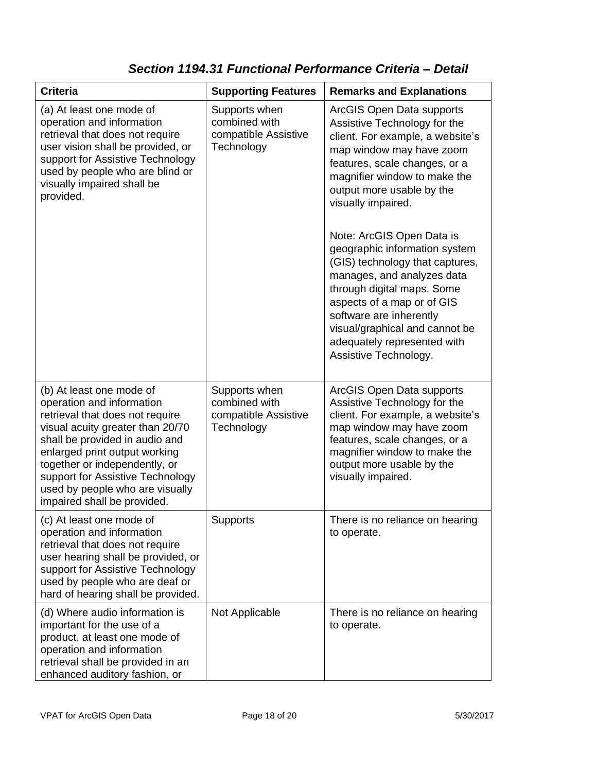## *Section 1194.31 Functional Performance Criteria – Detail*

| Criteria | Supporting Features | Remarks and Explanations |
|---|---|---|
| (a) At least one mode of operation and information retrieval that does not require user vision shall be provided, or support for Assistive Technology used by people who are blind or visually impaired shall be provided. | Supports when combined with compatible Assistive Technology | ArcGIS Open Data supports Assistive Technology for the client. For example, a website's map window may have zoom features, scale changes, or a magnifier window to make the output more usable by the visually impaired.<br><br>Note: ArcGIS Open Data is geographic information system (GIS) technology that captures, manages, and analyzes data through digital maps. Some aspects of a map or of GIS software are inherently visual/graphical and cannot be adequately represented with Assistive Technology. |
| (b) At least one mode of operation and information retrieval that does not require visual acuity greater than 20/70 shall be provided in audio and enlarged print output working together or independently, or support for Assistive Technology used by people who are visually impaired shall be provided. | Supports when combined with compatible Assistive Technology | ArcGIS Open Data supports Assistive Technology for the client. For example, a website's map window may have zoom features, scale changes, or a magnifier window to make the output more usable by the visually impaired. |
| (c) At least one mode of operation and information retrieval that does not require user hearing shall be provided, or support for Assistive Technology used by people who are deaf or hard of hearing shall be provided. | Supports | There is no reliance on hearing to operate. |
| (d) Where audio information is important for the use of a product, at least one mode of operation and information retrieval shall be provided in an enhanced auditory fashion, or | Not Applicable | There is no reliance on hearing to operate. |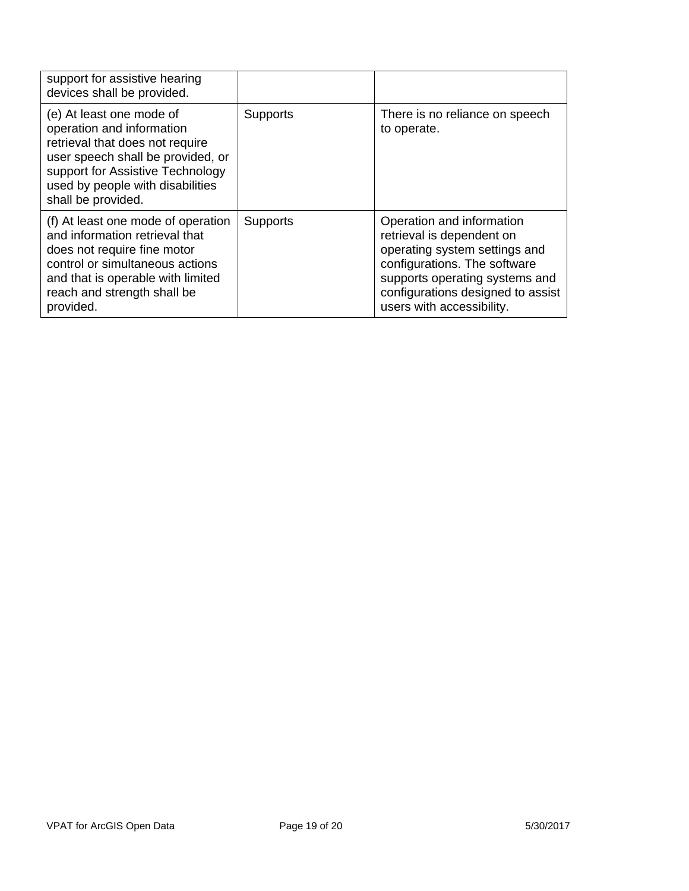| | | |
|---|---|---|
| support for assistive hearing devices shall be provided. | | |
| (e) At least one mode of operation and information retrieval that does not require user speech shall be provided, or support for Assistive Technology used by people with disabilities shall be provided. | Supports | There is no reliance on speech to operate. |
| (f) At least one mode of operation and information retrieval that does not require fine motor control or simultaneous actions and that is operable with limited reach and strength shall be provided. | Supports | Operation and information retrieval is dependent on operating system settings and configurations. The software supports operating systems and configurations designed to assist users with accessibility. |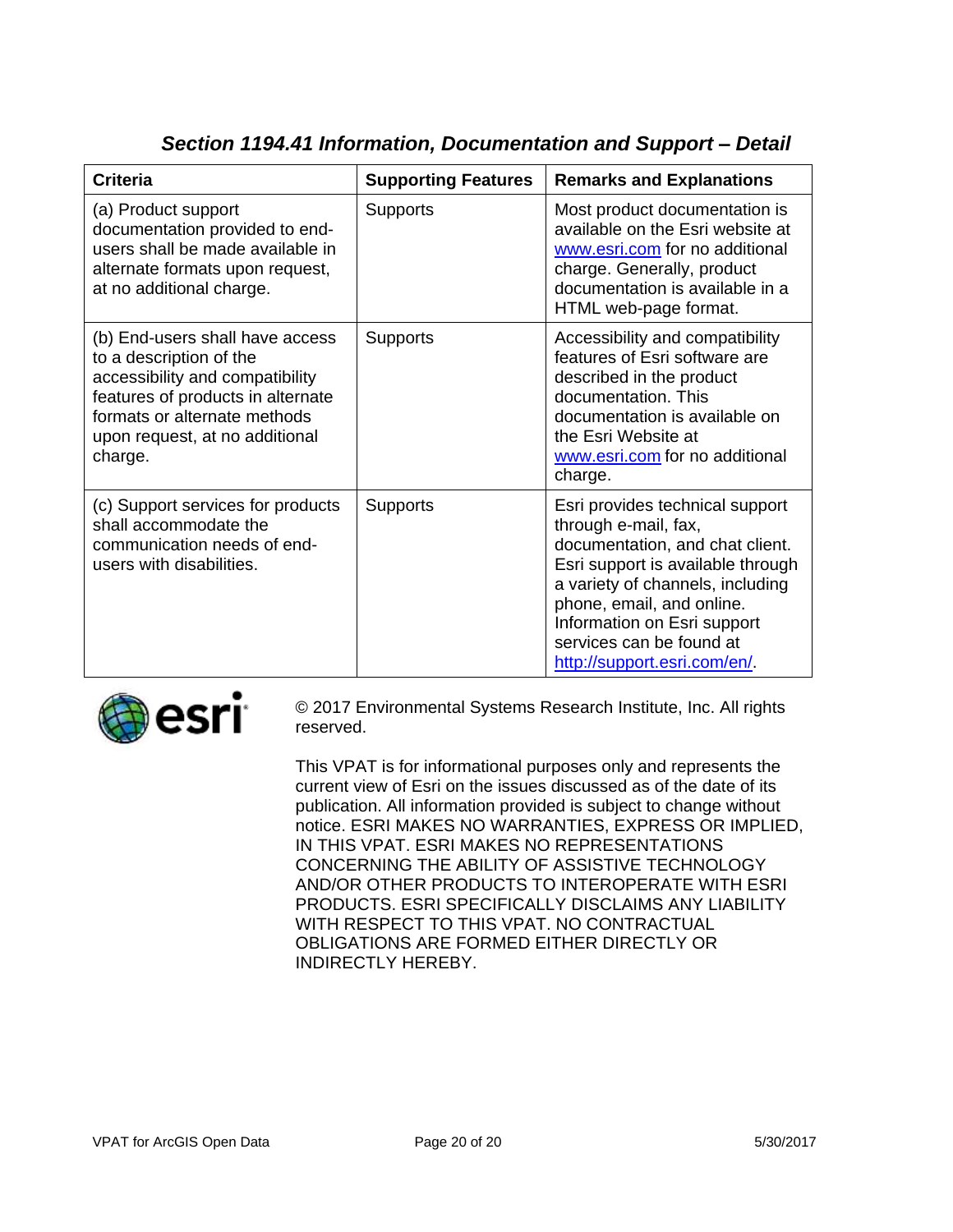### *Section 1194.41 Information, Documentation and Support – Detail*

| Criteria | Supporting Features | Remarks and Explanations |
| --- | --- | --- |
| (a) Product support documentation provided to end-users shall be made available in alternate formats upon request, at no additional charge. | Supports | Most product documentation is available on the Esri website at www.esri.com for no additional charge. Generally, product documentation is available in a HTML web-page format. |
| (b) End-users shall have access to a description of the accessibility and compatibility features of products in alternate formats or alternate methods upon request, at no additional charge. | Supports | Accessibility and compatibility features of Esri software are described in the product documentation. This documentation is available on the Esri Website at www.esri.com for no additional charge. |
| (c) Support services for products shall accommodate the communication needs of end-users with disabilities. | Supports | Esri provides technical support through e-mail, fax, documentation, and chat client. Esri support is available through a variety of channels, including phone, email, and online. Information on Esri support services can be found at http://support.esri.com/en/. |

esri

© 2017 Environmental Systems Research Institute, Inc. All rights reserved.

This VPAT is for informational purposes only and represents the current view of Esri on the issues discussed as of the date of its publication. All information provided is subject to change without notice. ESRI MAKES NO WARRANTIES, EXPRESS OR IMPLIED, IN THIS VPAT. ESRI MAKES NO REPRESENTATIONS CONCERNING THE ABILITY OF ASSISTIVE TECHNOLOGY AND/OR OTHER PRODUCTS TO INTEROPERATE WITH ESRI PRODUCTS. ESRI SPECIFICALLY DISCLAIMS ANY LIABILITY WITH RESPECT TO THIS VPAT. NO CONTRACTUAL OBLIGATIONS ARE FORMED EITHER DIRECTLY OR INDIRECTLY HEREBY.